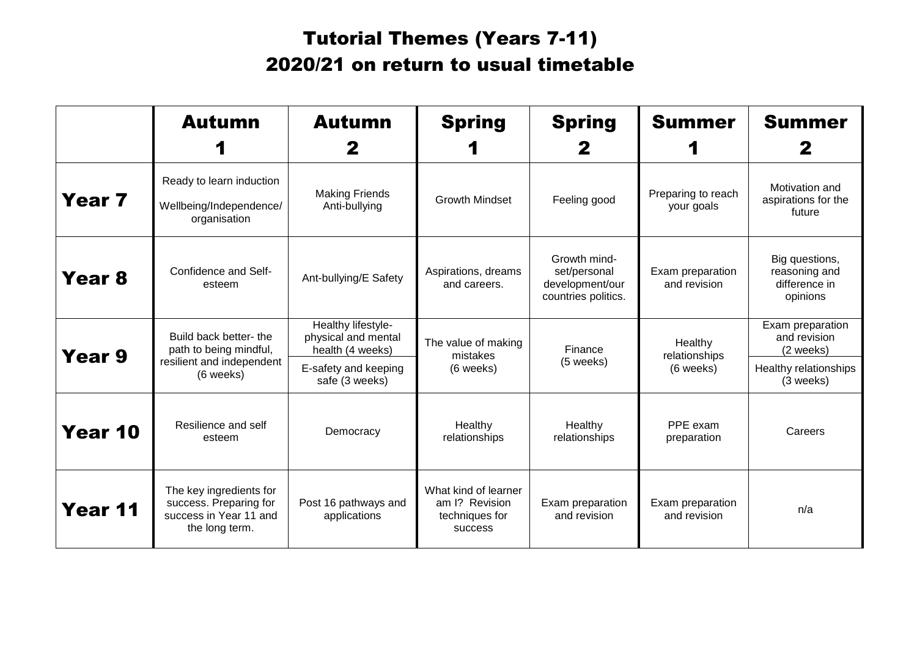# Tutorial Themes (Years 7-11)
# 2020/21 on return to usual timetable

| | Autumn 1 | Autumn 2 | Spring 1 | Spring 2 | Summer 1 | Summer 2 |
|---|---|---|---|---|---|---|
| **Year 7** | Ready to learn induction<br>Wellbeing/Independence/ organisation | Making Friends Anti-bullying | Growth Mindset | Feeling good | Preparing to reach your goals | Motivation and aspirations for the future |
| **Year 8** | Confidence and Self-esteem | Ant-bullying/E Safety | Aspirations, dreams and careers. | Growth mind-set/personal development/our countries politics. | Exam preparation and revision | Big questions, reasoning and difference in opinions |
| **Year 9** | Build back better- the path to being mindful, resilient and independent (6 weeks) | Healthy lifestyle- physical and mental health (4 weeks)<br>E-safety and keeping safe (3 weeks) | The value of making mistakes (6 weeks) | Finance (5 weeks) | Healthy relationships (6 weeks) | Exam preparation and revision (2 weeks)<br>Healthy relationships (3 weeks) |
| **Year 10** | Resilience and self esteem | Democracy | Healthy relationships | Healthy relationships | PPE exam preparation | Careers |
| **Year 11** | The key ingredients for success. Preparing for success in Year 11 and the long term. | Post 16 pathways and applications | What kind of learner am I? Revision techniques for success | Exam preparation and revision | Exam preparation and revision | n/a |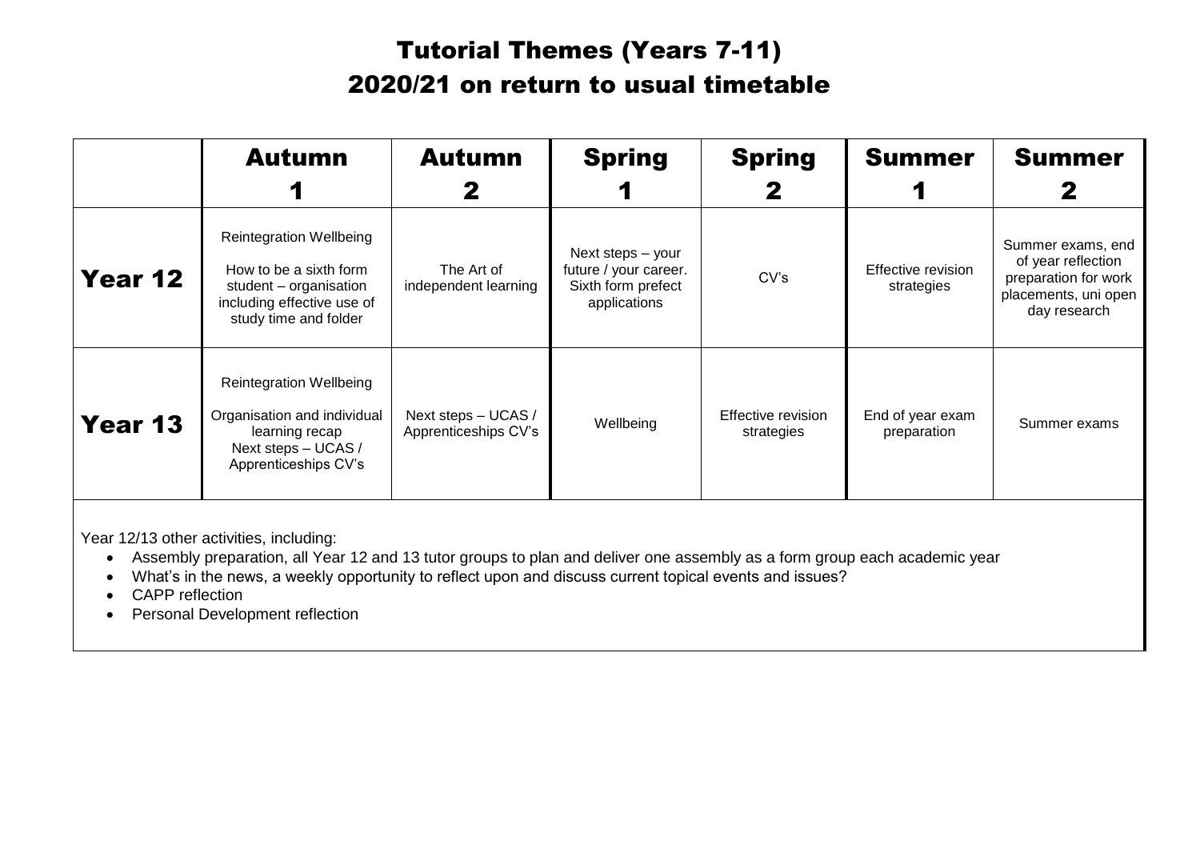# Tutorial Themes (Years 7-11)
# 2020/21 on return to usual timetable

| | Autumn 1 | Autumn 2 | Spring 1 | Spring 2 | Summer 1 | Summer 2 |
|---|---|---|---|---|---|---|
| **Year 12** | Reintegration Wellbeing<br><br>How to be a sixth form student – organisation including effective use of study time and folder | The Art of independent learning | Next steps – your future / your career. Sixth form prefect applications | CV's | Effective revision strategies | Summer exams, end of year reflection preparation for work placements, uni open day research |
| **Year 13** | Reintegration Wellbeing<br><br>Organisation and individual learning recap<br>Next steps – UCAS / Apprenticeships CV's | Next steps – UCAS / Apprenticeships CV's | Wellbeing | Effective revision strategies | End of year exam preparation | Summer exams |

Year 12/13 other activities, including:

- Assembly preparation, all Year 12 and 13 tutor groups to plan and deliver one assembly as a form group each academic year
- What's in the news, a weekly opportunity to reflect upon and discuss current topical events and issues?
- CAPP reflection
- Personal Development reflection